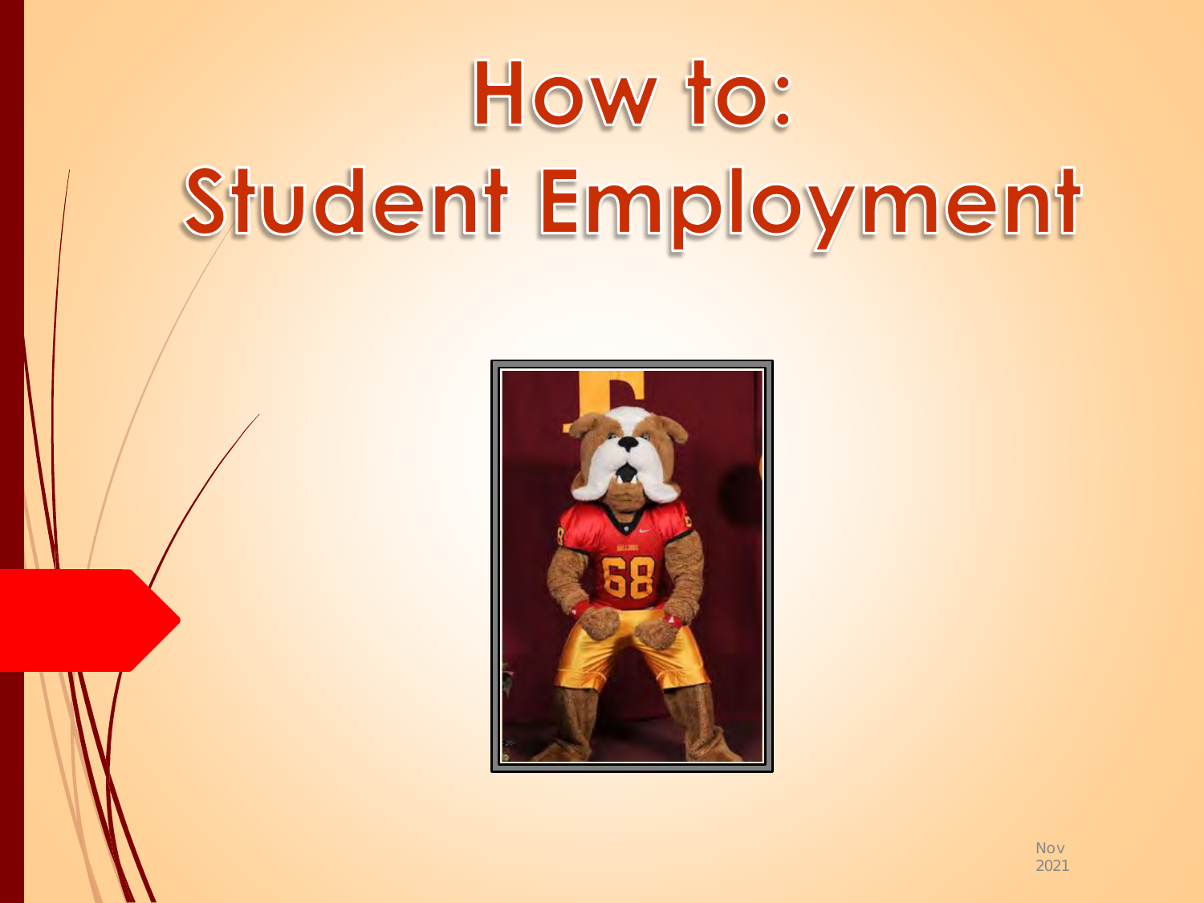# How to: Student Employment

Nov 2021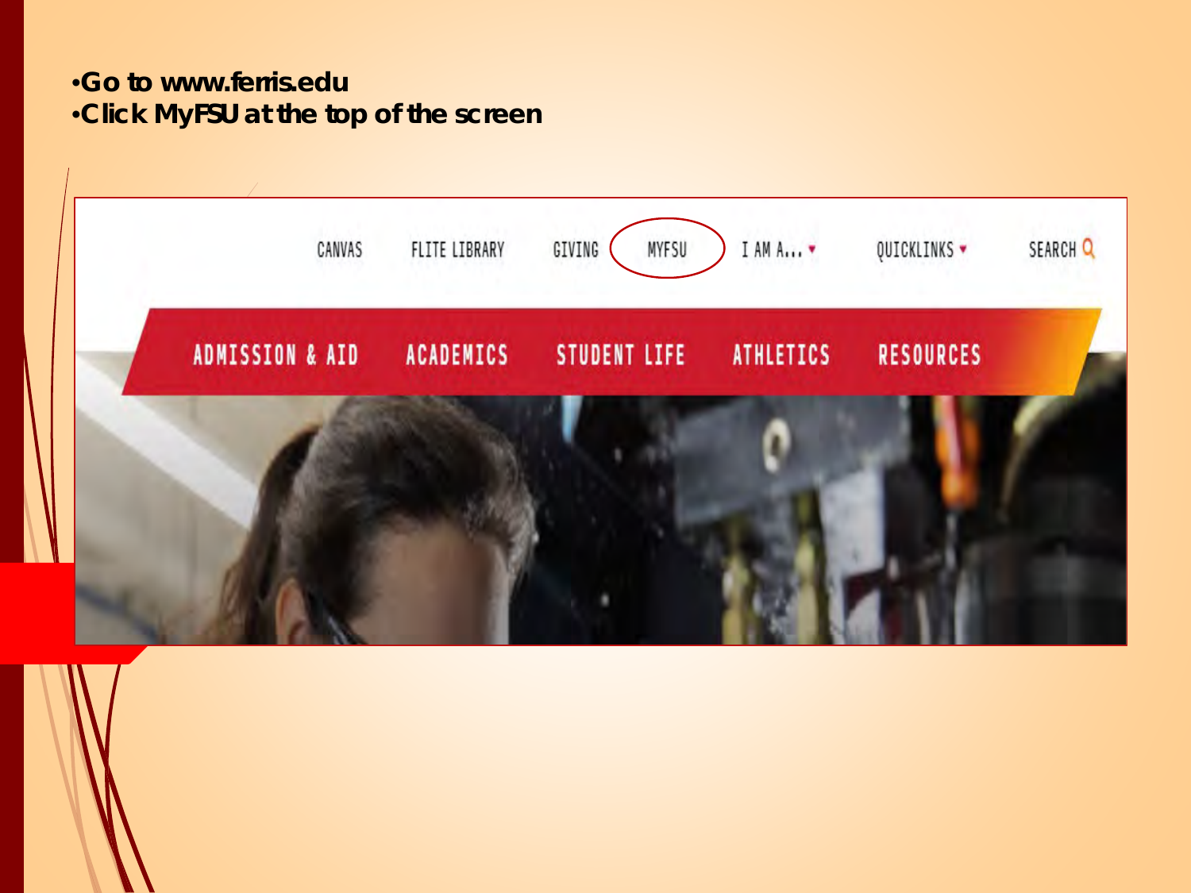- Go to www.ferris.edu
- Click MyFSU at the top of the screen

CANVAS FLITE LIBRARY GIVING MYFSU I AM A... QUICKLINKS SEARCH

ADMISSION & AID ACADEMICS STUDENT LIFE ATHLETICS RESOURCES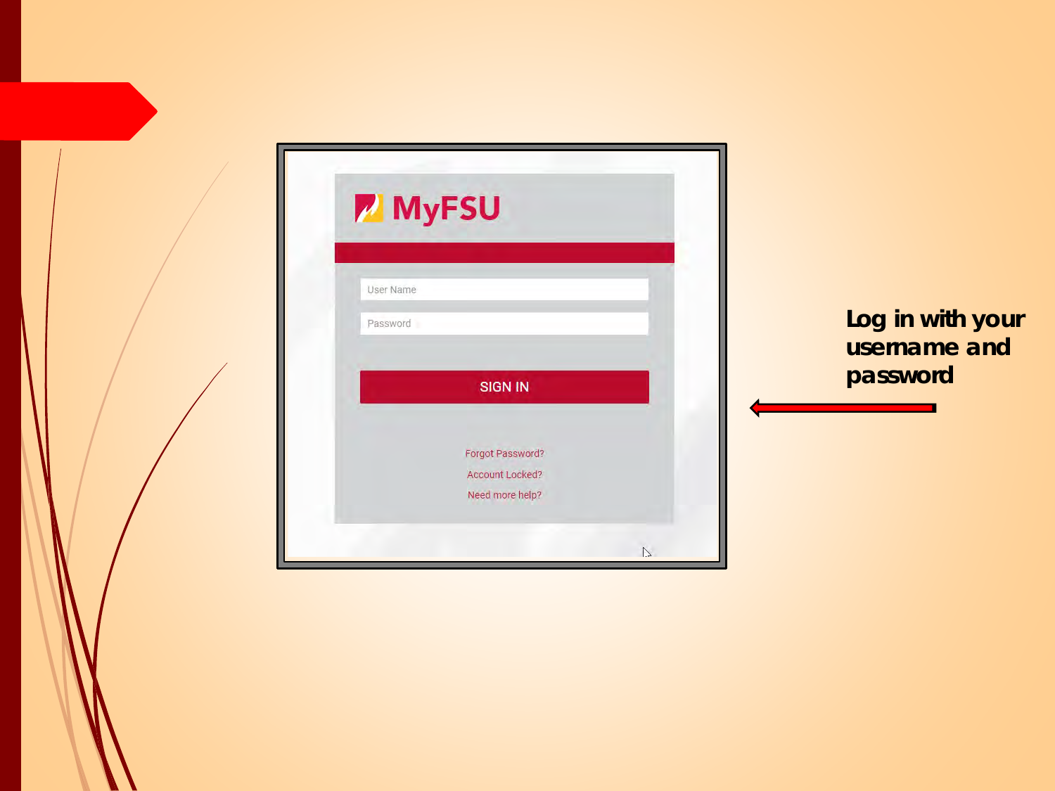MyFSU

User Name

Password

SIGN IN

Forgot Password?

Account Locked?

Need more help?

**Log in with your username and password**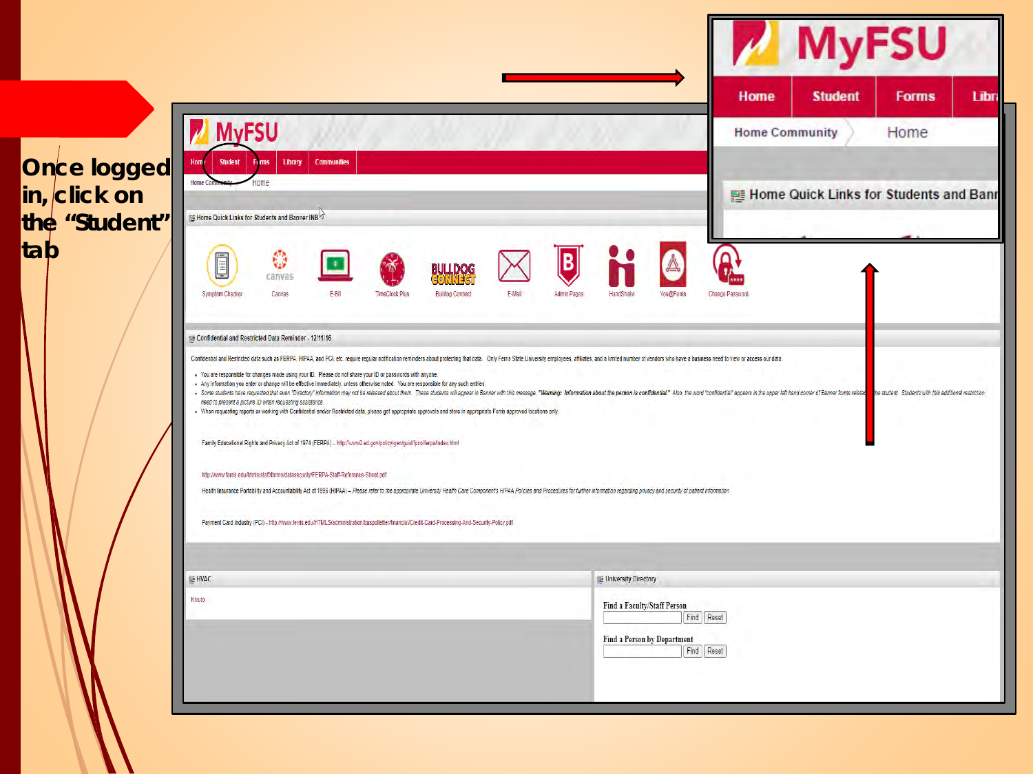Once logged in, click on the "Student" tab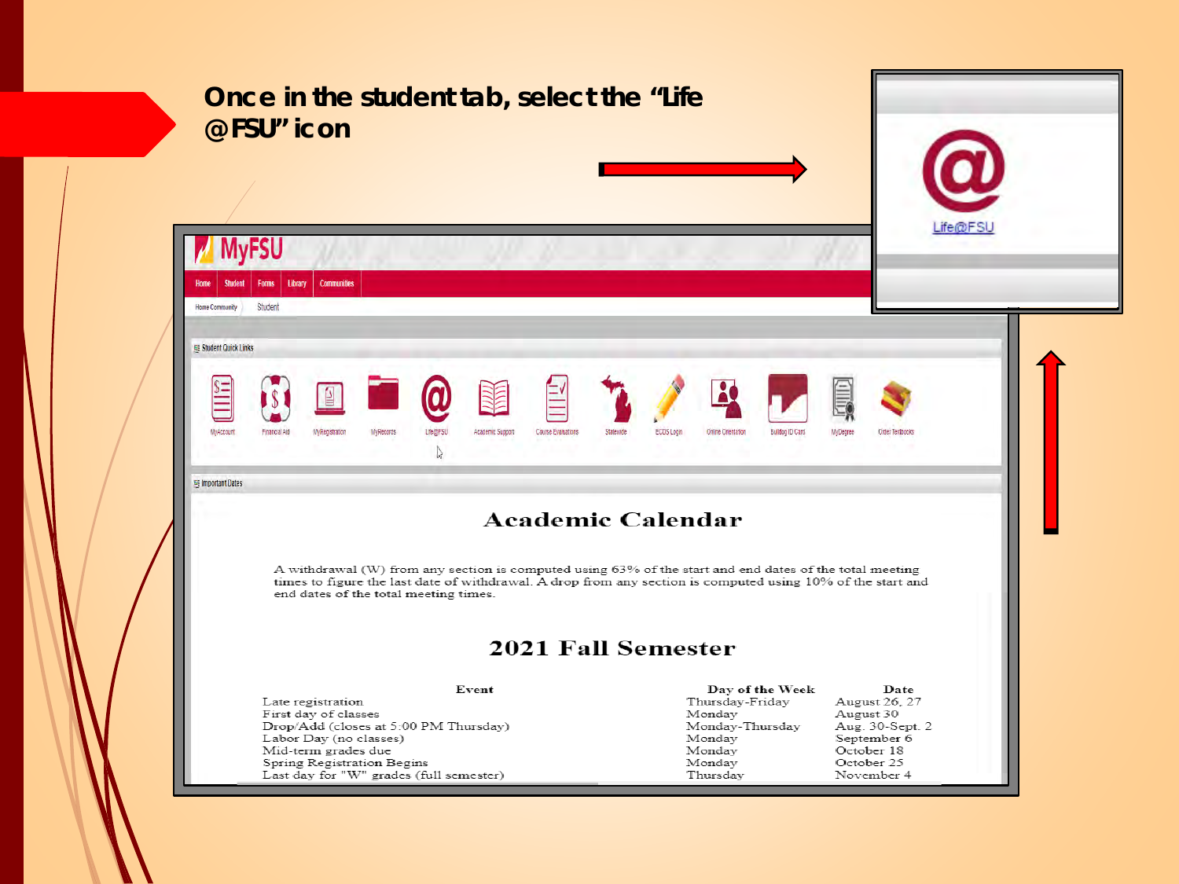# Once in the student tab, select the "Life @FSU" icon

MyFSU

Home | Student | Forms | Library | Communities

Home Community | Student

Student Quick Links

MyAccount | Financial Aid | MyRegistration | MyRecords | Life@FSU | Academic Support | Course Evaluations | Statewide | ECDS Login | Online Orientation | Bulldog ID Card | MyDegree | Order Textbooks

Important Dates

## Academic Calendar

A withdrawal (W) from any section is computed using 63% of the start and end dates of the total meeting times to figure the last date of withdrawal. A drop from any section is computed using 10% of the start and end dates of the total meeting times.

## 2021 Fall Semester

| Event | Day of the Week | Date |
|---|---|---|
| Late registration | Thursday-Friday | August 26, 27 |
| First day of classes | Monday | August 30 |
| Drop/Add (closes at 5:00 PM Thursday) | Monday-Thursday | Aug. 30-Sept. 2 |
| Labor Day (no classes) | Monday | September 6 |
| Mid-term grades due | Monday | October 18 |
| Spring Registration Begins | Monday | October 25 |
| Last day for "W" grades (full semester) | Thursday | November 4 |

Life@FSU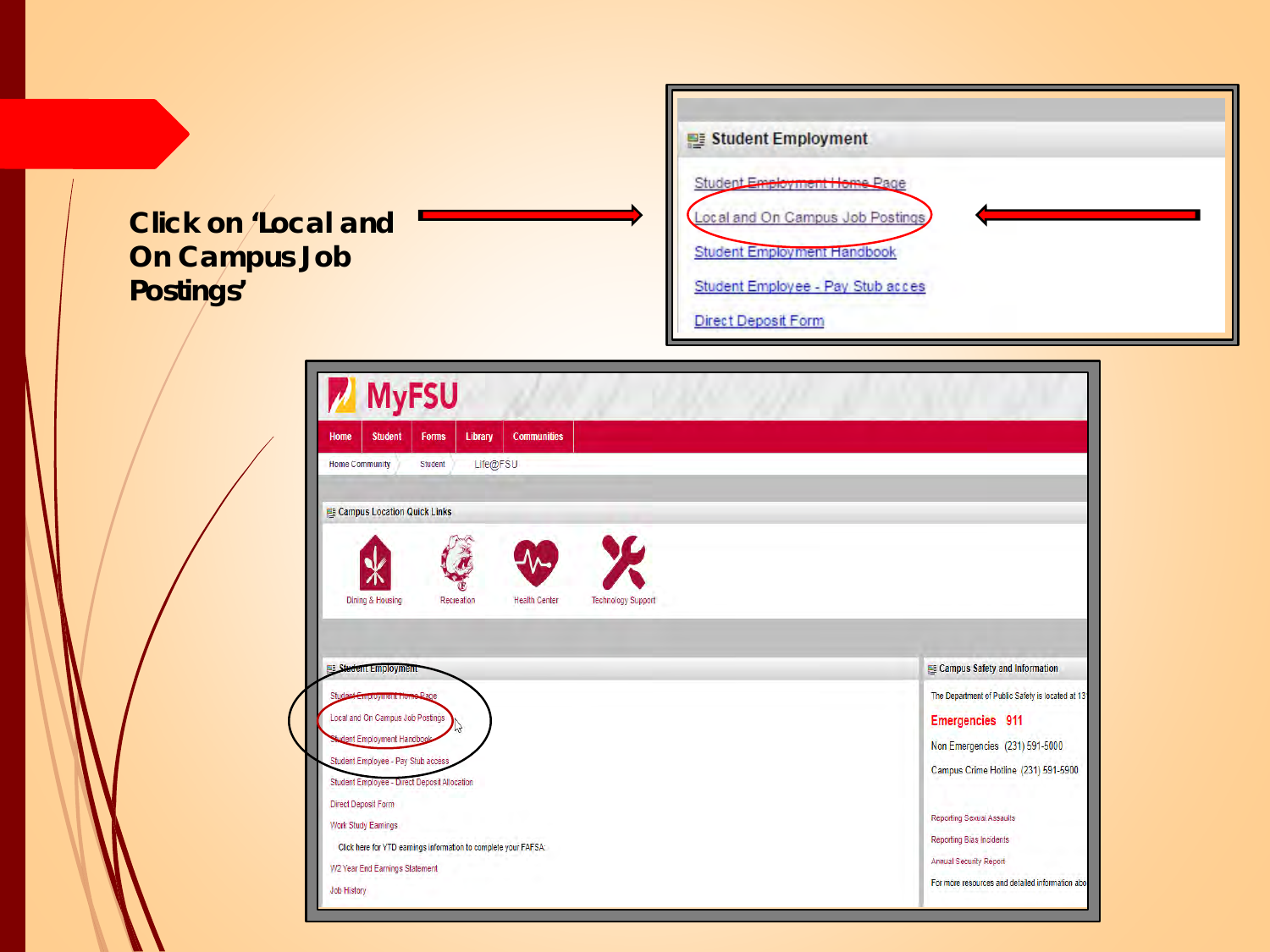Click on 'Local and On Campus Job Postings'

**Student Employment**

- Student Employment Home Page
- Local and On Campus Job Postings
- Student Employment Handbook
- Student Employee - Pay Stub acces
- Direct Deposit Form

**MyFSU**

Home | Student | Forms | Library | Communities

Home Community | Student | Life@FSU

**Campus Location Quick Links**

Dining & Housing | Recreation | Health Center | Technology Support

**Student Employment**

- Student Employment Home Page
- Local and On Campus Job Postings
- Student Employment Handbook
- Student Employee - Pay Stub access
- Student Employee - Direct Deposit Allocation
- Direct Deposit Form
- Work Study Earnings
  - Click here for YTD earnings information to complete your FAFSA.
- W2 Year End Earnings Statement
- Job History

**Campus Safety and Information**

The Department of Public Safety is located at 13

Emergencies 911

Non Emergencies (231) 591-5000

Campus Crime Hotline (231) 591-5900

- Reporting Sexual Assaults
- Reporting Bias Incidents
- Annual Security Report

For more resources and detailed information abo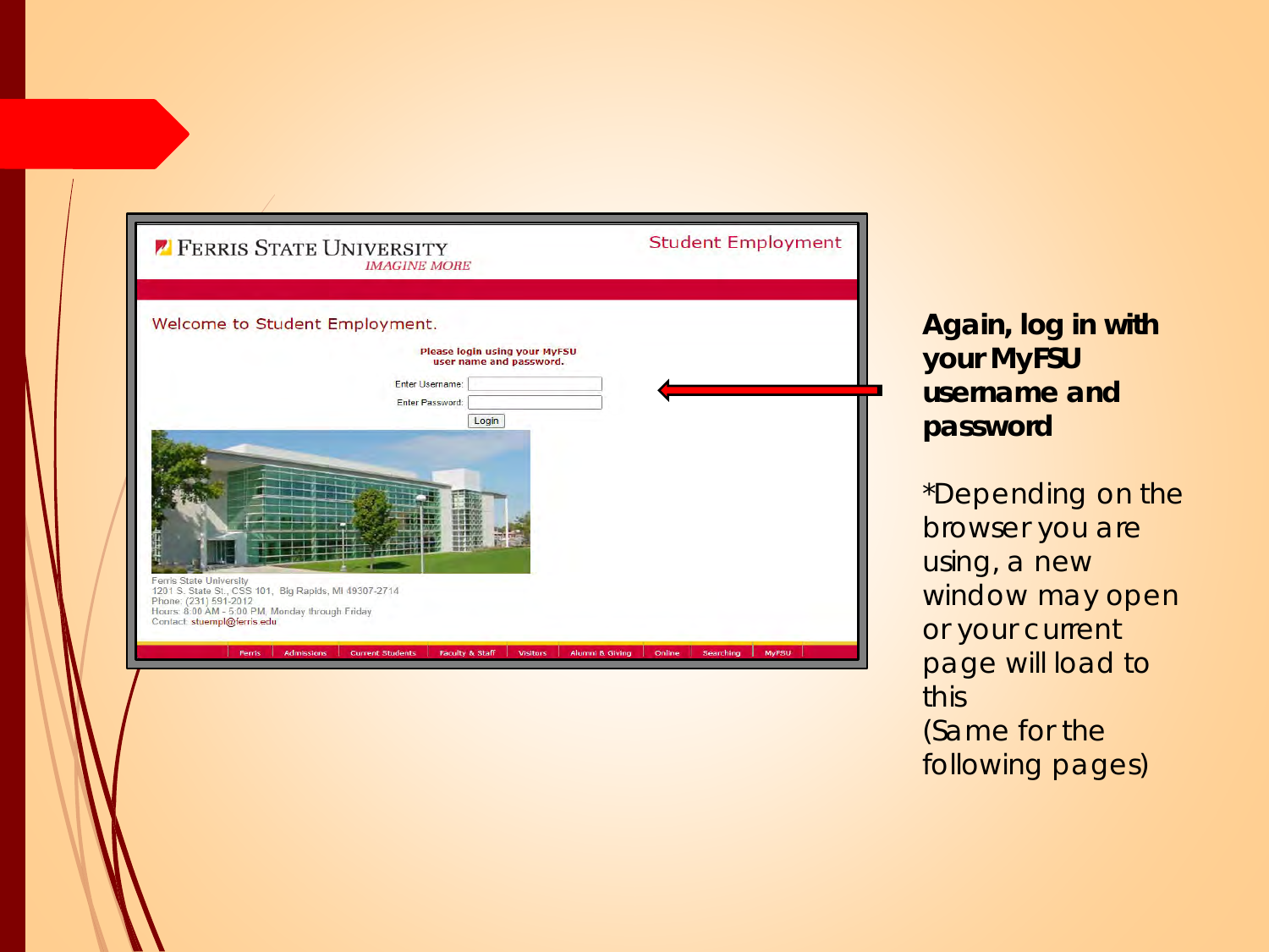**Again, log in with your MyFSU username and password**

*Depending on the browser you are using, a new window may open or your current page will load to this
(Same for the following pages)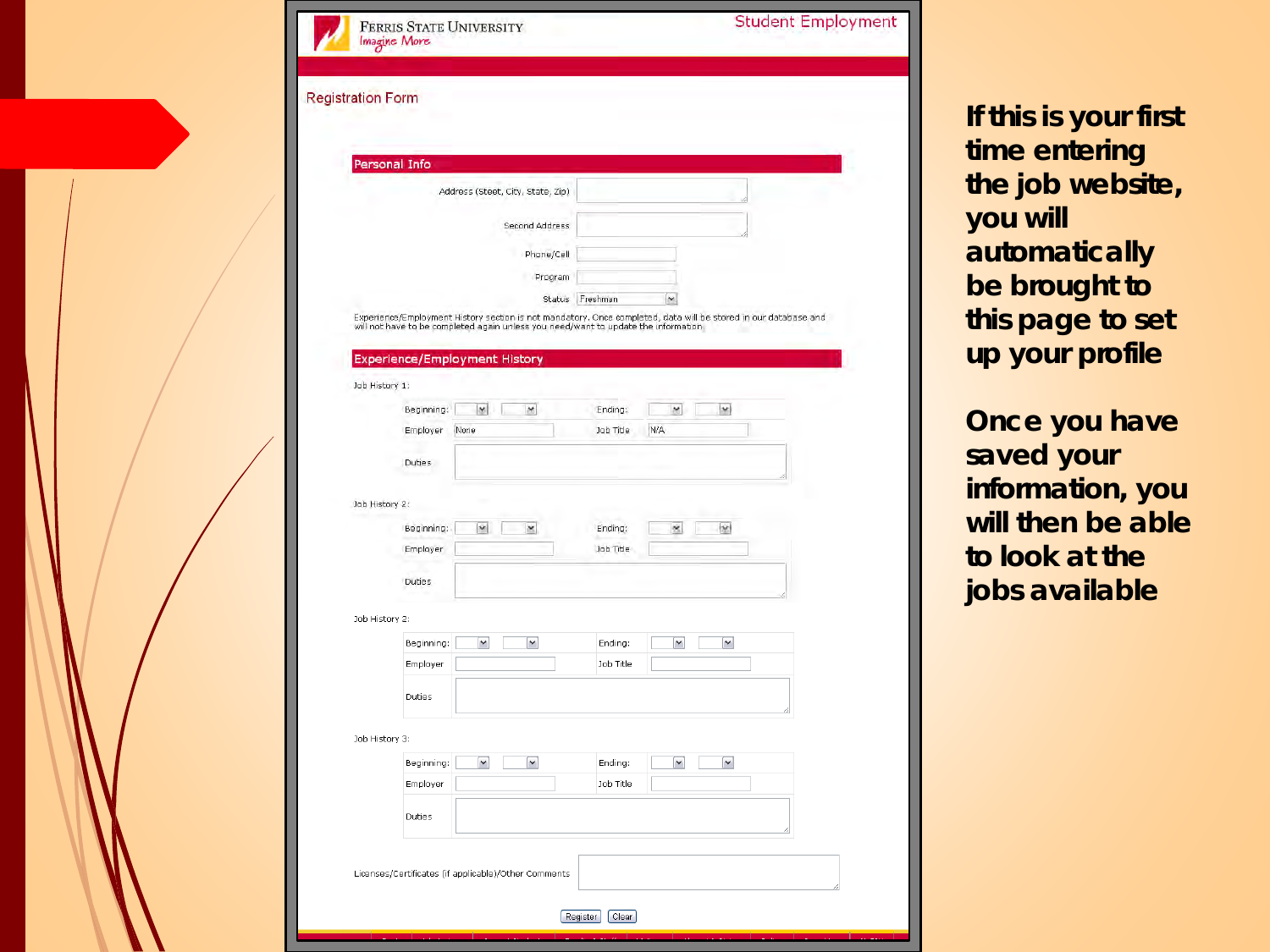Ferris State University
Imagine More

Student Employment

Registration Form

**Personal Info**

Address (Street, City, State, Zip)

Second Address

Phone/Cell

Program

Status: Freshman

Experience/Employment History section is not mandatory. Once completed, data will be stored in our database and will not have to be completed again unless you need/want to update the information.

**Experience/Employment History**

Job History 1:

Beginning: | Ending:

Employer: None | Job Title: N/A

Duties

Job History 2:

Beginning: | Ending:

Employer | Job Title

Duties

Job History 2:

Beginning: | Ending:

Employer | Job Title

Duties

Job History 3:

Beginning: | Ending:

Employer | Job Title

Duties

Licenses/Certificates (if applicable)/Other Comments

Register | Clear

**If this is your first time entering the job website, you will automatically be brought to this page to set up your profile**

**Once you have saved your information, you will then be able to look at the jobs available**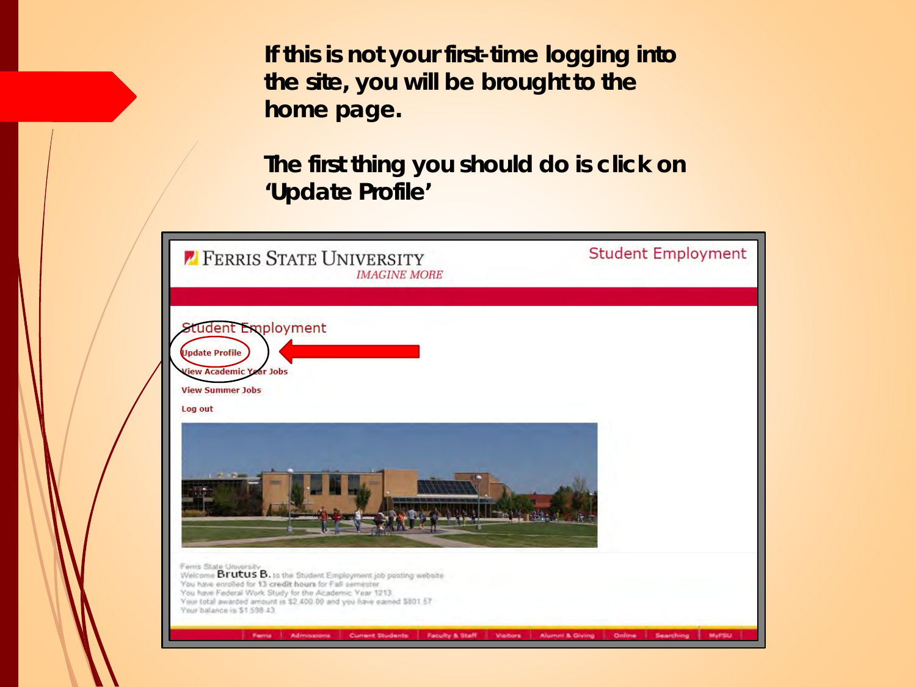**If this is not your first-time logging into the site, you will be brought to the home page.**

**The first thing you should do is click on 'Update Profile'**

FERRIS STATE UNIVERSITY
*IMAGINE MORE*

Student Employment

Student Employment

Update Profile

View Academic Year Jobs

View Summer Jobs

Log out

Ferris State University
Welcome **Brutus B.** to the Student Employment job posting website
You have enrolled for 13 credit hours for Fall semester
You have Federal Work Study for the Academic Year 1213
Your total awarded amount is $2,400.00 and you have earned $801.57
Your balance is $1,598.43

Ferris | Admissions | Current Students | Faculty & Staff | Visitors | Alumni & Giving | Online | Searching | MyFSU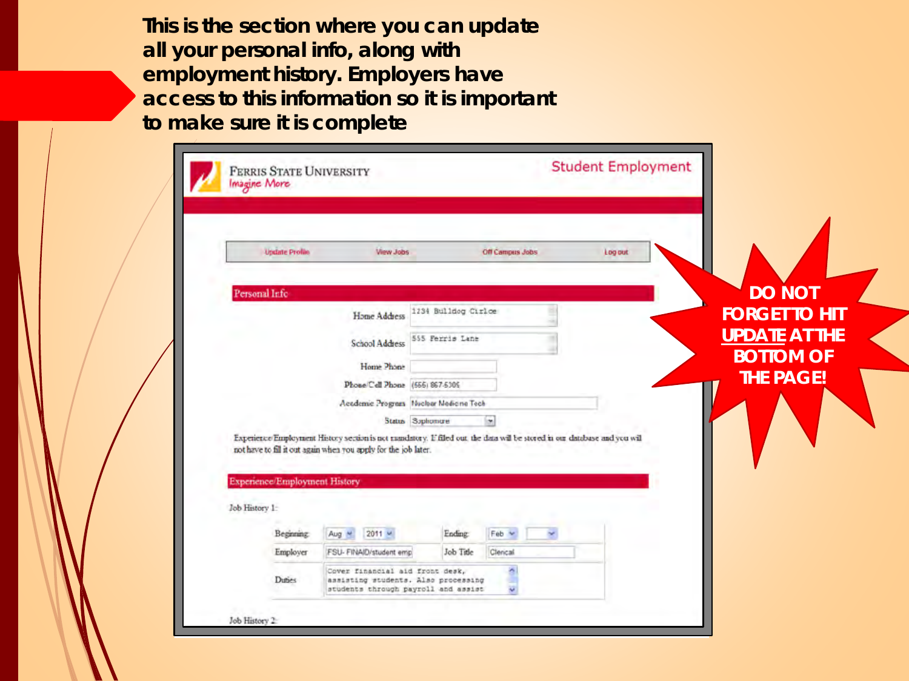**This is the section where you can update all your personal info, along with employment history. Employers have access to this information so it is important to make sure it is complete**

FERRIS STATE UNIVERSITY
Imagine More

Student Employment

Update Profile | View Jobs | Off Campus Jobs | Log out

## Personal Info

| | |
|---|---|
| Home Address | 1234 Bulldog Circle |
| School Address | 555 Ferris Lane |
| Home Phone | |
| Phone/Cell Phone | (555) 867-5309 |
| Academic Program | Nuclear Medicine Tech |
| Status | Sophomore |

Experience/Employment History section is not mandatory. If filled out, the data will be stored in our database and you will not have to fill it out again when you apply for the job later.

## Experience/Employment History

Job History 1:

| | | | |
|---|---|---|---|
| Beginning | Aug 2011 | Ending | Feb |
| Employer | FSU- FINAID/student emp | Job Title | Clerical |
| Duties | Cover financial aid front desk, assisting students. Also processing students through payroll and assist | | |

Job History 2:

**DO NOT FORGET TO HIT <u>UPDATE</u> AT THE BOTTOM OF THE PAGE!**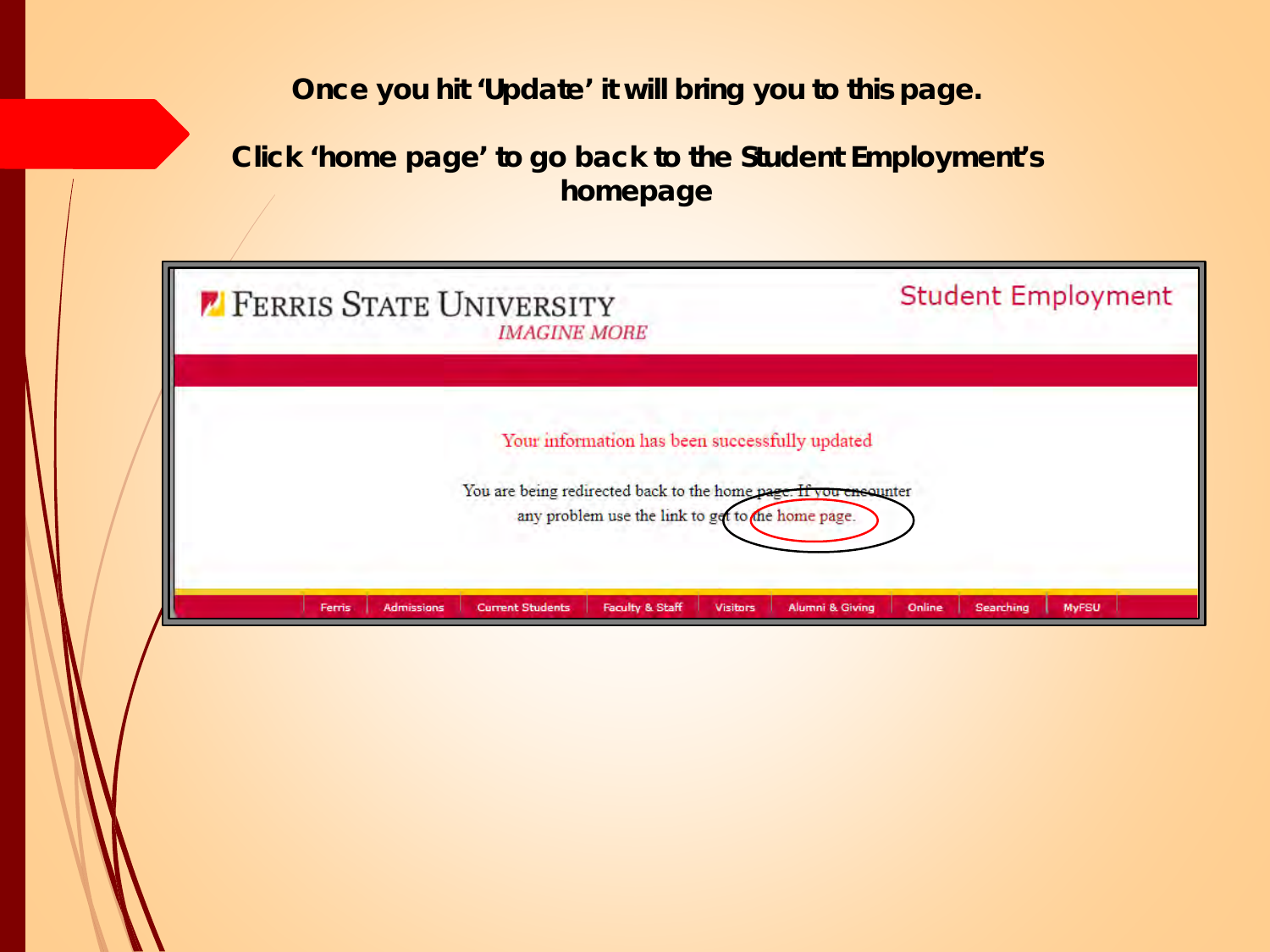**Once you hit 'Update' it will bring you to this page.**

**Click 'home page' to go back to the Student Employment's homepage**

FERRIS STATE UNIVERSITY

*IMAGINE MORE*

Student Employment

Your information has been successfully updated

You are being redirected back to the home page. If you encounter any problem use the link to get to the home page.

Ferris | Admissions | Current Students | Faculty & Staff | Visitors | Alumni & Giving | Online | Searching | MyFSU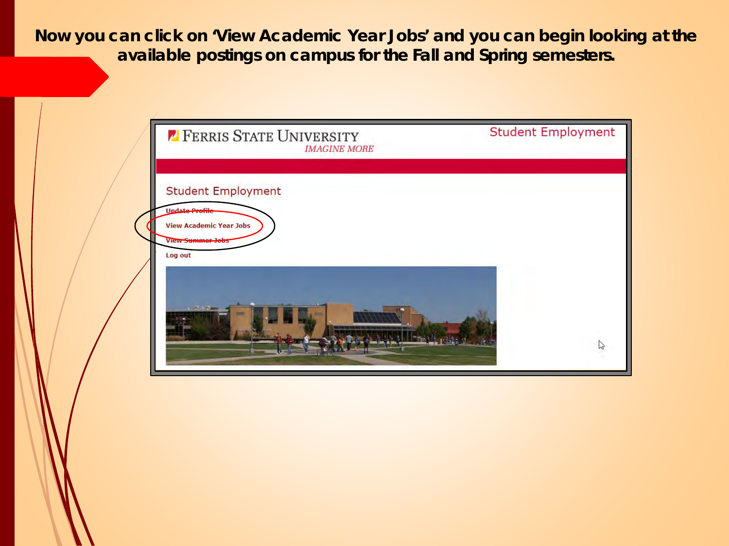**Now you can click on 'View Academic Year Jobs' and you can begin looking at the available postings on campus for the Fall and Spring semesters.**

FERRIS STATE UNIVERSITY
*IMAGINE MORE*

Student Employment

Student Employment

Update Profile
View Academic Year Jobs
View Summer Jobs
Log out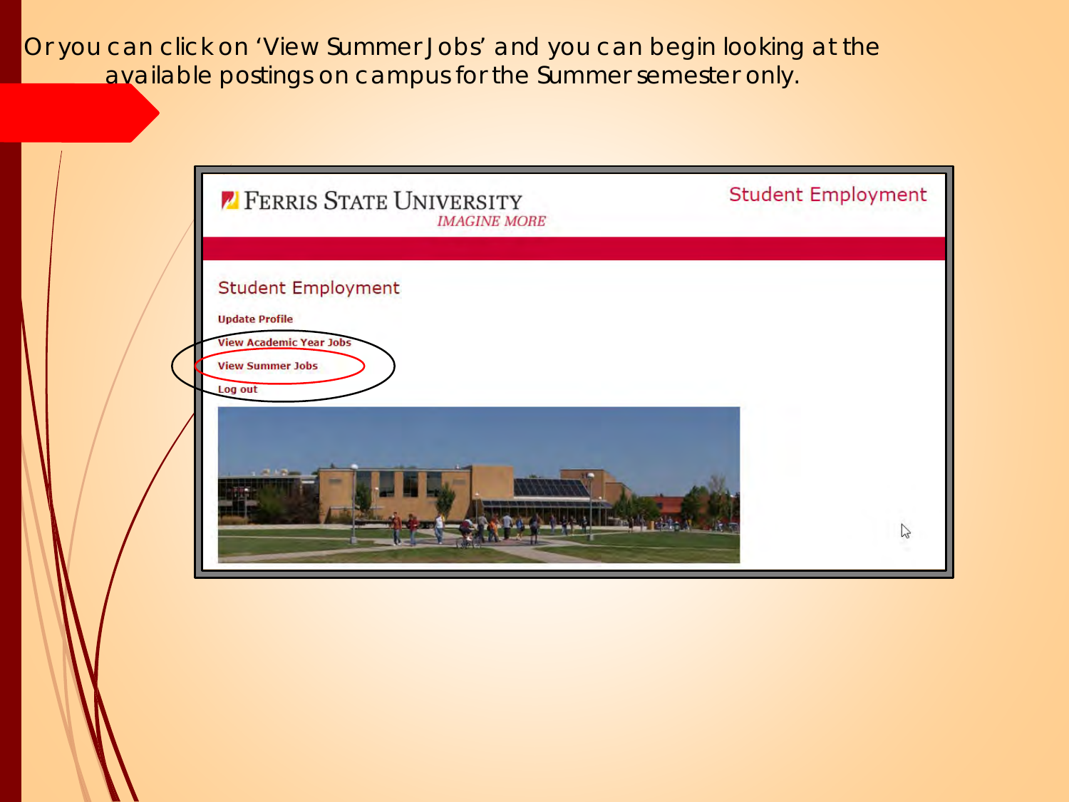Or you can click on 'View Summer Jobs' and you can begin looking at the available postings on campus for the Summer semester only.

FERRIS STATE UNIVERSITY
*IMAGINE MORE*

Student Employment

Student Employment

**Update Profile**

**View Academic Year Jobs**

**View Summer Jobs**

**Log out**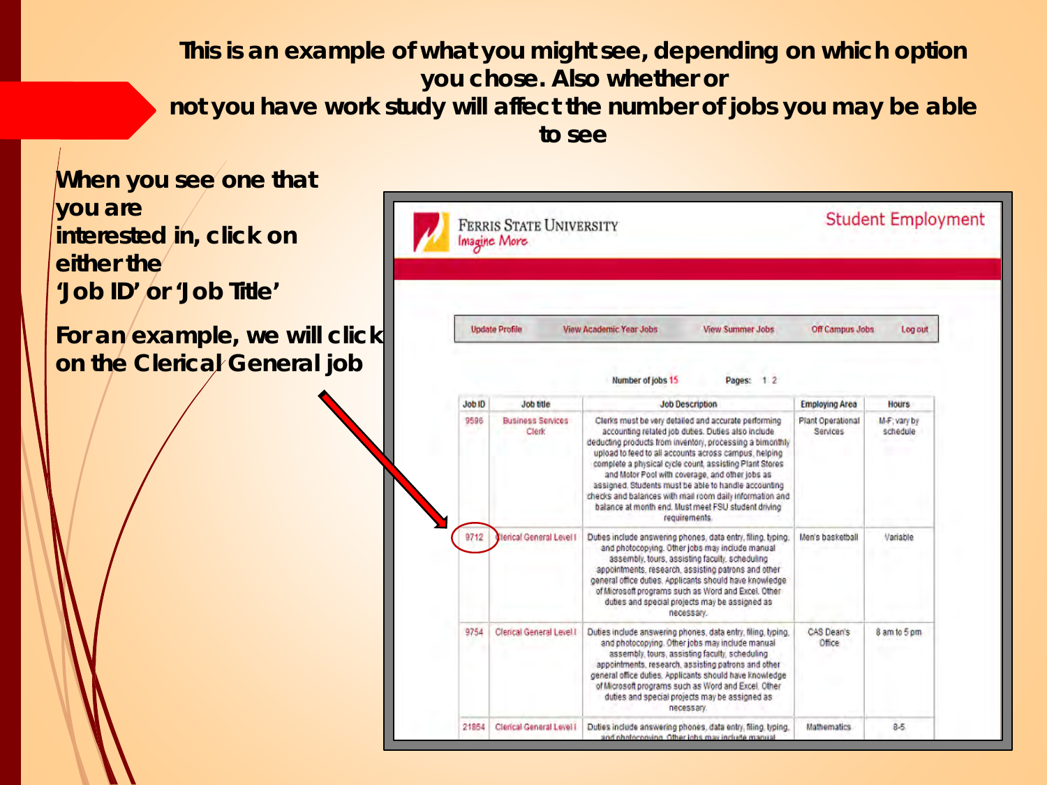**This is an example of what you might see, depending on which option you chose. Also whether or not you have work study will affect the number of jobs you may be able to see**

**When you see one that you are interested in, click on either the 'Job ID' or 'Job Title'**

**For an example, we will click on the Clerical General job**

FERRIS STATE UNIVERSITY
Imagine More

Student Employment

Update Profile | View Academic Year Jobs | View Summer Jobs | Off Campus Jobs | Log out

Number of jobs 15    Pages: 1 2

| Job ID | Job title | Job Description | Employing Area | Hours |
|---|---|---|---|---|
| 9596 | Business Services Clerk | Clerks must be very detailed and accurate performing accounting related job duties. Duties also include deducting products from inventory, processing a bimonthly upload to feed to all accounts across campus, helping complete a physical cycle count, assisting Plant Stores and Motor Pool with coverage, and other jobs as assigned. Students must be able to handle accounting checks and balances with mail room daily information and balance at month end. Must meet FSU student driving requirements. | Plant Operational Services | M-F; vary by schedule |
| 9712 | Clerical General Level I | Duties include answering phones, data entry, filing, typing, and photocopying. Other jobs may include manual assembly, tours, assisting faculty, scheduling appointments, research, assisting patrons and other general office duties. Applicants should have knowledge of Microsoft programs such as Word and Excel. Other duties and special projects may be assigned as necessary. | Men's basketball | Variable |
| 9754 | Clerical General Level I | Duties include answering phones, data entry, filing, typing, and photocopying. Other jobs may include manual assembly, tours, assisting faculty, scheduling appointments, research, assisting patrons and other general office duties. Applicants should have knowledge of Microsoft programs such as Word and Excel. Other duties and special projects may be assigned as necessary. | CAS Dean's Office | 8 am to 5 pm |
| 21864 | Clerical General Level I | Duties include answering phones, data entry, filing, typing, and photocopying. Other jobs may include manual | Mathematics | 8-5 |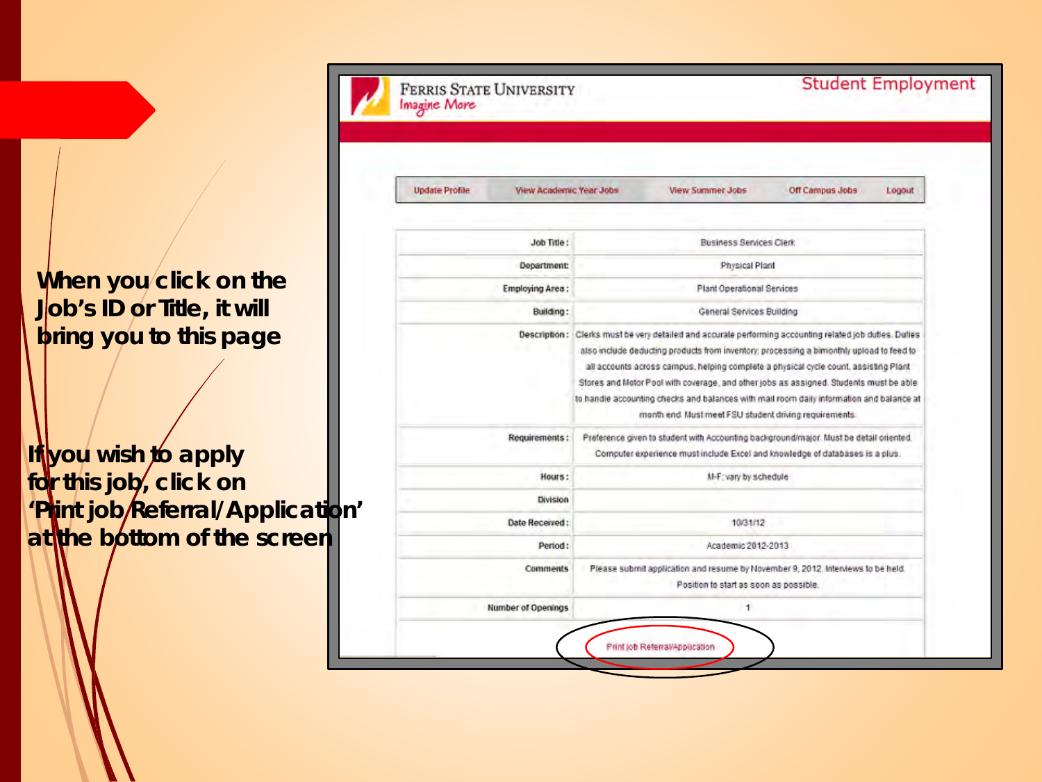When you click on the Job's ID or Title, it will bring you to this page

If you wish to apply for this job, click on 'Print job Referral/Application' at the bottom of the screen

FERRIS STATE UNIVERSITY
Imagine More

Student Employment

Update Profile | View Academic Year Jobs | View Summer Jobs | Off Campus Jobs | Logout

| | |
|---|---|
| Job Title: | Business Services Clerk |
| Department: | Physical Plant |
| Employing Area: | Plant Operational Services |
| Building: | General Services Building |
| Description: | Clerks must be very detailed and accurate performing accounting related job duties. Duties also include deducting products from inventory, processing a bimonthly upload to feed to all accounts across campus, helping complete a physical cycle count, assisting Plant Stores and Motor Pool with coverage, and other jobs as assigned. Students must be able to handle accounting checks and balances with mail room daily information and balance at month end. Must meet FSU student driving requirements. |
| Requirements: | Preference given to student with Accounting background/major. Must be detail oriented. Computer experience must include Excel and knowledge of databases is a plus. |
| Hours: | M-F; vary by schedule |
| Division | |
| Date Received: | 10/31/12 |
| Period: | Academic 2012-2013 |
| Comments | Please submit application and resume by November 9, 2012. Interviews to be held. Position to start as soon as possible. |
| Number of Openings | 1 |

Print job Referral/Application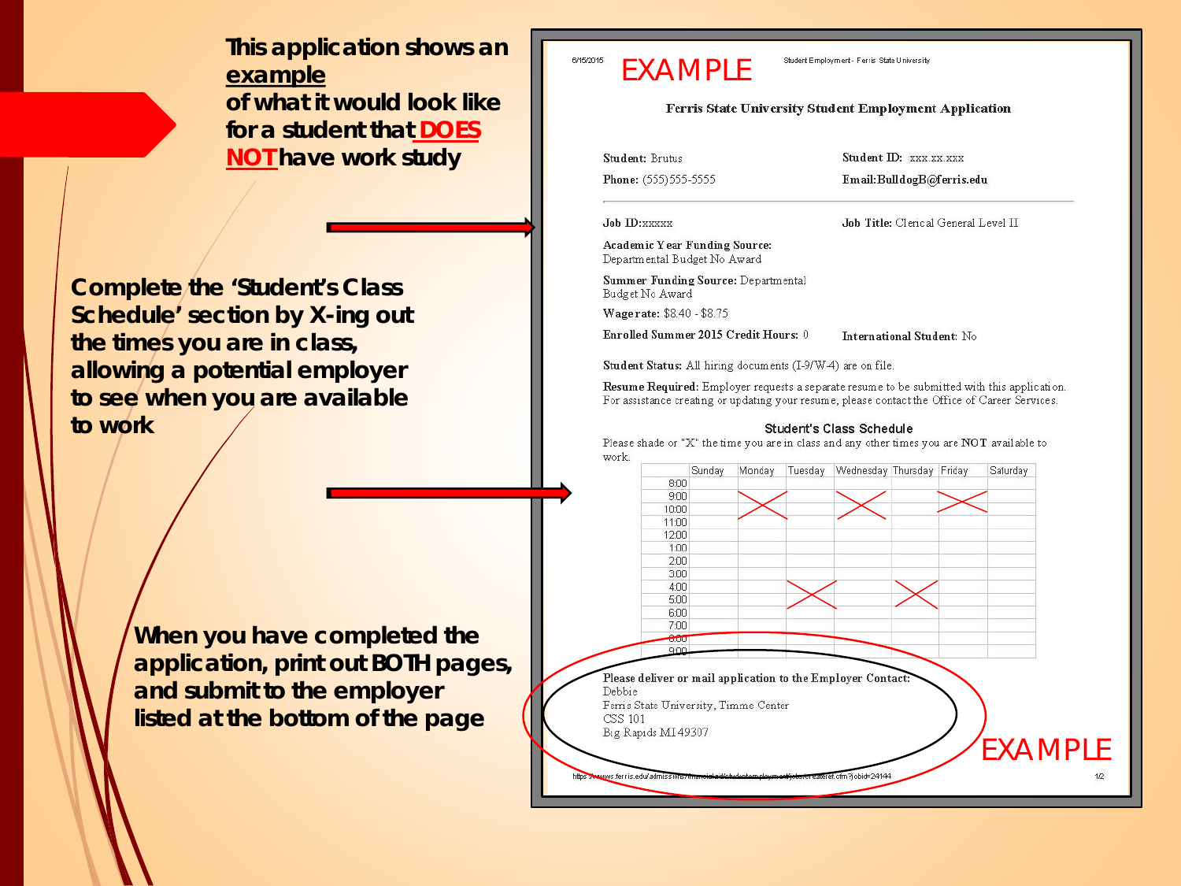This application shows an <u>example</u> of what it would look like for a student that <u>**DOES NOT**</u> have work study

Complete the 'Student's Class Schedule' section by X-ing out the times you are in class, allowing a potential employer to see when you are available to work

When you have completed the application, print out BOTH pages, and submit to the employer listed at the bottom of the page

---

6/15/2015 EXAMPLE Student Employment - Ferris State University

## Ferris State University Student Employment Application

**Student:** Brutus
**Student ID:** xxx.xx.xxx
**Phone:** (555)555-5555
**Email:** BulldogB@ferris.edu

---

**Job ID:** xxxxx
**Job Title:** Clerical General Level II

**Academic Year Funding Source:** Departmental Budget No Award

**Summer Funding Source:** Departmental Budget No Award

**Wage rate:** $8.40 - $8.75

**Enrolled Summer 2015 Credit Hours:** 0
**International Student:** No

**Student Status:** All hiring documents (I-9/W-4) are on file.

**Resume Required:** Employer requests a separate resume to be submitted with this application. For assistance creating or updating your resume, please contact the Office of Career Services.

### Student's Class Schedule

Please shade or "X" the time you are in class and any other times you are NOT available to work.

| | Sunday | Monday | Tuesday | Wednesday | Thursday | Friday | Saturday |
|---|---|---|---|---|---|---|---|
| 8:00 | | | | | | | |
| 9:00 | | X | | X | | X | |
| 10:00 | | X | | X | | | |
| 11:00 | | | | | | | |
| 12:00 | | | | | | | |
| 1:00 | | | | | | | |
| 2:00 | | | | | | | |
| 3:00 | | | | | | | |
| 4:00 | | | X | | X | | |
| 5:00 | | | X | | X | | |
| 6:00 | | | | | | | |
| 7:00 | | | | | | | |
| 8:00 | | | | | | | |
| 9:00 | | | | | | | |

**Please deliver or mail application to the Employer Contact:**
Debbie
Ferris State University, Timme Center
CSS 101
Big Rapids MI 49307

EXAMPLE

https://www.ferris.edu/admissions/financialaid/studentemployment/jobs/createref.cfm?jobid=24144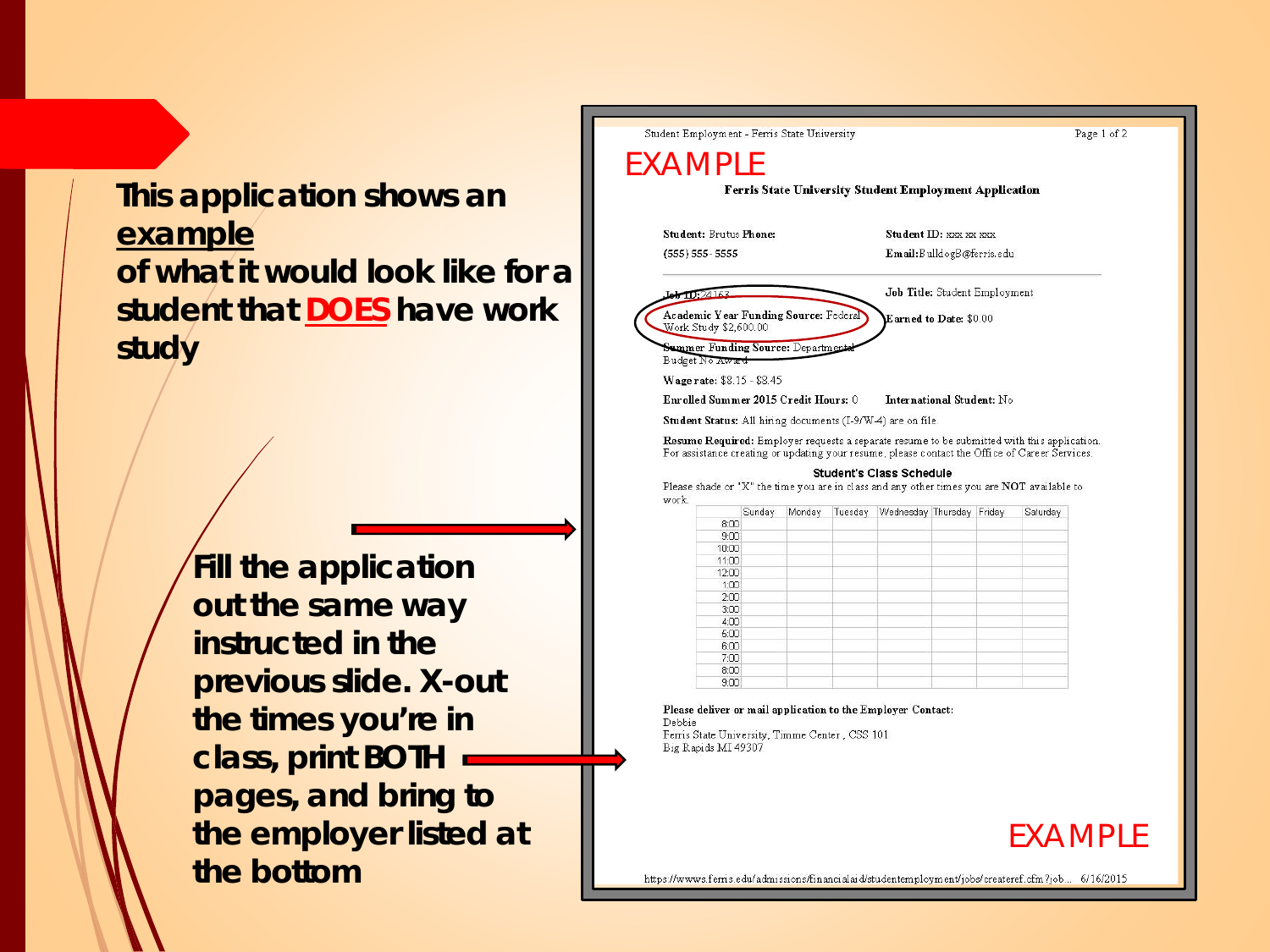This application shows an **example** of what it would look like for a student that **DOES** have work study

Fill the application out the same way instructed in the previous slide. X-out the times you're in class, print BOTH pages, and bring to the employer listed at the bottom

Student Employment - Ferris State University

EXAMPLE

**Ferris State University Student Employment Application**

**Student:** Brutus **Phone:** (555) 555- 5555

**Student ID:** xxx xx xxx

**Email:** BulldogB@ferris.edu

**Job ID:** 24163

**Job Title:** Student Employment

**Academic Year Funding Source:** Federal Work Study $2,600.00

**Earned to Date:** $0.00

**Summer Funding Source:** Departmental Budget No Award

**Wage rate:** $8.15 - $8.45

**Enrolled Summer 2015 Credit Hours:** 0

**International Student:** No

**Student Status:** All hiring documents (I-9/W-4) are on file.

**Resume Required:** Employer requests a separate resume to be submitted with this application. For assistance creating or updating your resume, please contact the Office of Career Services.

**Student's Class Schedule**

Please shade or "X" the time you are in class and any other times you are NOT available to work.

| | Sunday | Monday | Tuesday | Wednesday | Thursday | Friday | Saturday |
|---|---|---|---|---|---|---|---|
| 8:00 | | | | | | | |
| 9:00 | | | | | | | |
| 10:00 | | | | | | | |
| 11:00 | | | | | | | |
| 12:00 | | | | | | | |
| 1:00 | | | | | | | |
| 2:00 | | | | | | | |
| 3:00 | | | | | | | |
| 4:00 | | | | | | | |
| 5:00 | | | | | | | |
| 6:00 | | | | | | | |
| 7:00 | | | | | | | |
| 8:00 | | | | | | | |
| 9:00 | | | | | | | |

**Please deliver or mail application to the Employer Contact:**
Debbie
Ferris State University, Timme Center , CSS 101
Big Rapids MI 49307

EXAMPLE

https://www.ferris.edu/admissions/financialaid/studentemployment/jobs/createref.cfm?job... 6/16/2015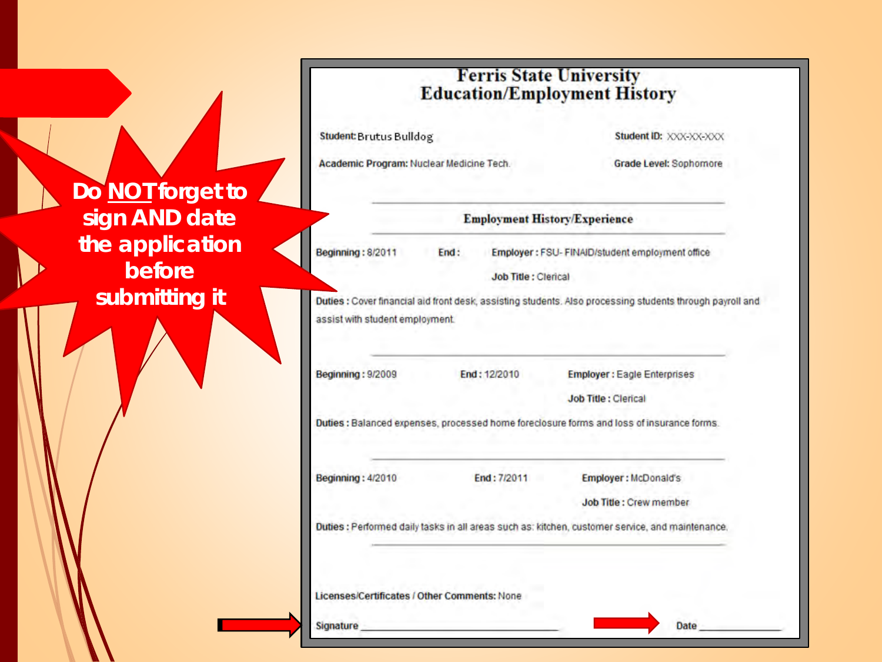Do **NOT** forget to sign AND date the application before submitting it

# Ferris State University
## Education/Employment History

**Student:** Brutus Bulldog **Student ID:** XXX-XX-XXX

**Academic Program:** Nuclear Medicine Tech. **Grade Level:** Sophomore

### Employment History/Experience

**Beginning :** 8/2011 **End :** **Employer :** FSU- FINAID/student employment office

**Job Title :** Clerical

**Duties :** Cover financial aid front desk, assisting students. Also processing students through payroll and assist with student employment.

**Beginning :** 9/2009 **End :** 12/2010 **Employer :** Eagle Enterprises

**Job Title :** Clerical

**Duties :** Balanced expenses, processed home foreclosure forms and loss of insurance forms.

**Beginning :** 4/2010 **End :** 7/2011 **Employer :** McDonald's

**Job Title :** Crew member

**Duties :** Performed daily tasks in all areas such as: kitchen, customer service, and maintenance.

**Licenses/Certificates / Other Comments:** None

Signature ______________________________ Date ______________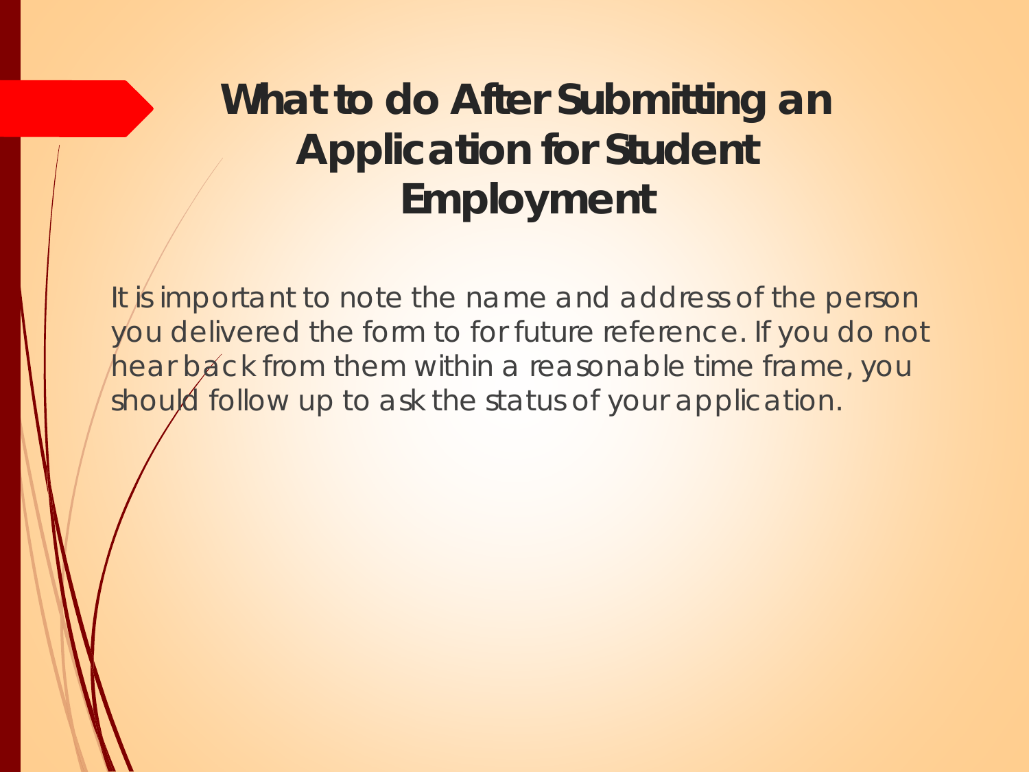# What to do After Submitting an Application for Student Employment

It is important to note the name and address of the person you delivered the form to for future reference. If you do not hear back from them within a reasonable time frame, you should follow up to ask the status of your application.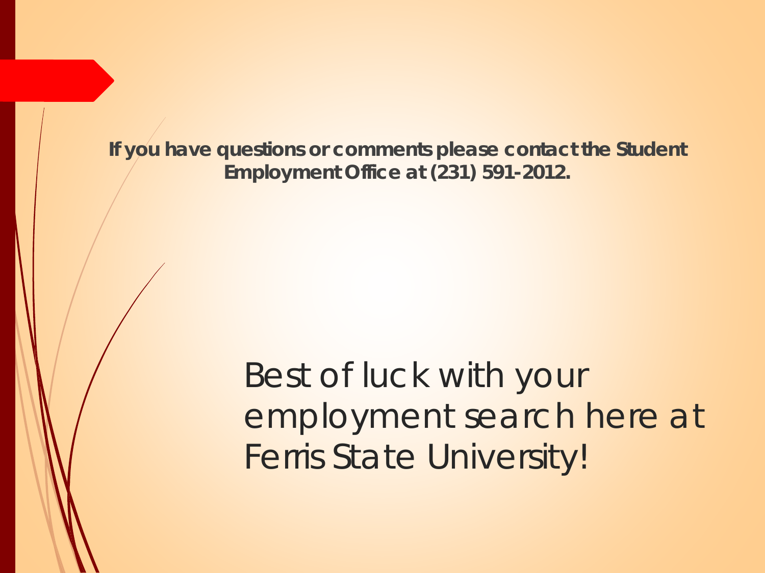**If you have questions or comments please contact the Student Employment Office at (231) 591-2012.**

Best of luck with your employment search here at Ferris State University!